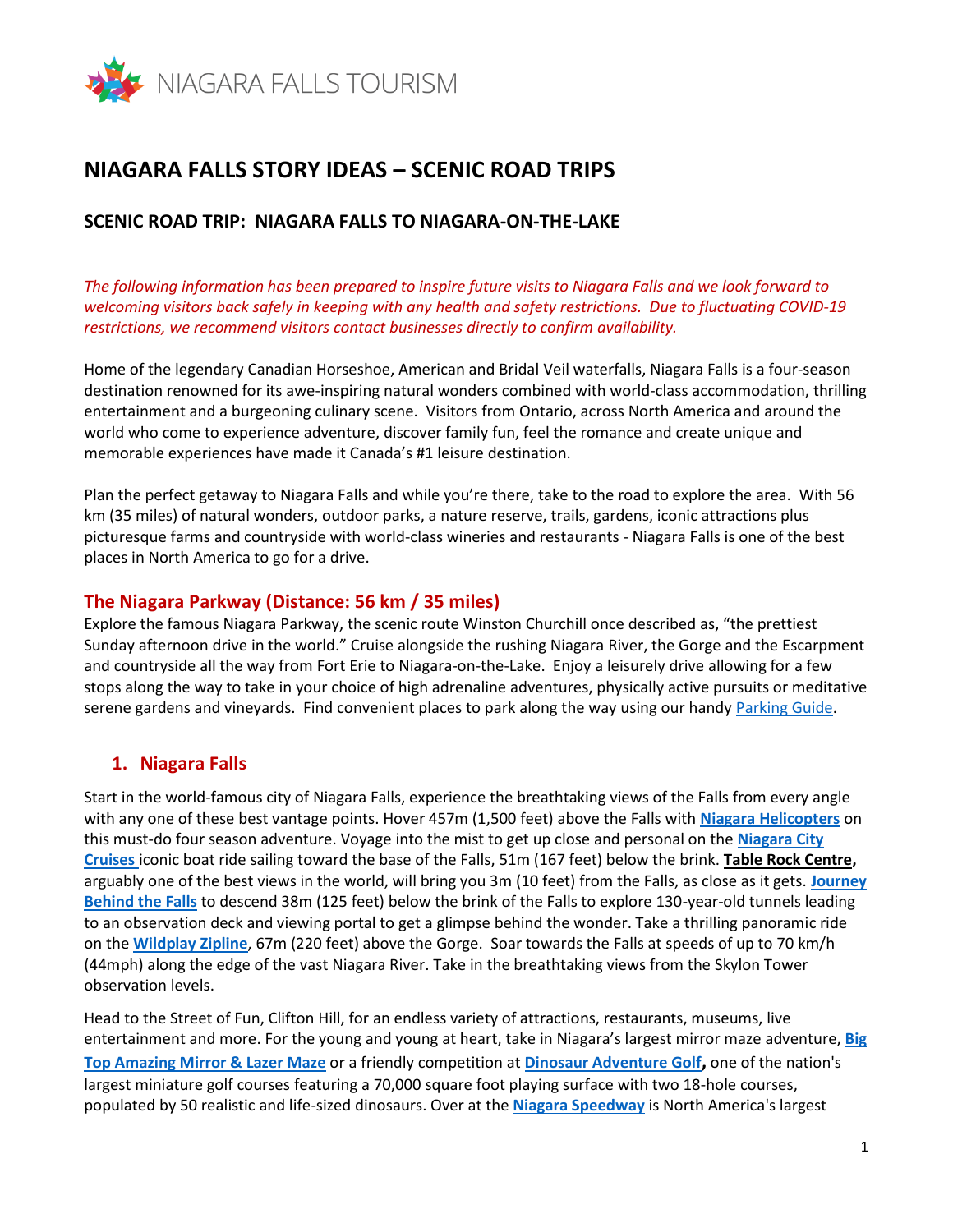NIAGARA FALLS TOURISM

# NIAGARA FALLS STORY IDEAS – SCENIC ROAD TRIPS

## SCENIC ROAD TRIP: NIAGARA FALLS TO NIAGARA-ON-THE-LAKE

*The following information has been prepared to inspire future visits to Niagara Falls and we look forward to welcoming visitors back safely in keeping with any health and safety restrictions. Due to fluctuating COVID-19 restrictions, we recommend visitors contact businesses directly to confirm availability.*

Home of the legendary Canadian Horseshoe, American and Bridal Veil waterfalls, Niagara Falls is a four-season destination renowned for its awe-inspiring natural wonders combined with world-class accommodation, thrilling entertainment and a burgeoning culinary scene. Visitors from Ontario, across North America and around the world who come to experience adventure, discover family fun, feel the romance and create unique and memorable experiences have made it Canada's #1 leisure destination.

Plan the perfect getaway to Niagara Falls and while you're there, take to the road to explore the area. With 56 km (35 miles) of natural wonders, outdoor parks, a nature reserve, trails, gardens, iconic attractions plus picturesque farms and countryside with world-class wineries and restaurants - Niagara Falls is one of the best places in North America to go for a drive.

### The Niagara Parkway (Distance: 56 km / 35 miles)

Explore the famous Niagara Parkway, the scenic route Winston Churchill once described as, "the prettiest Sunday afternoon drive in the world." Cruise alongside the rushing Niagara River, the Gorge and the Escarpment and countryside all the way from Fort Erie to Niagara-on-the-Lake. Enjoy a leisurely drive allowing for a few stops along the way to take in your choice of high adrenaline adventures, physically active pursuits or meditative serene gardens and vineyards. Find convenient places to park along the way using our handy Parking Guide.

### 1. Niagara Falls

Start in the world-famous city of Niagara Falls, experience the breathtaking views of the Falls from every angle with any one of these best vantage points. Hover 457m (1,500 feet) above the Falls with **Niagara Helicopters** on this must-do four season adventure. Voyage into the mist to get up close and personal on the **Niagara City Cruises** iconic boat ride sailing toward the base of the Falls, 51m (167 feet) below the brink. **Table Rock Centre,** arguably one of the best views in the world, will bring you 3m (10 feet) from the Falls, as close as it gets. **Journey Behind the Falls** to descend 38m (125 feet) below the brink of the Falls to explore 130-year-old tunnels leading to an observation deck and viewing portal to get a glimpse behind the wonder. Take a thrilling panoramic ride on the **Wildplay Zipline**, 67m (220 feet) above the Gorge. Soar towards the Falls at speeds of up to 70 km/h (44mph) along the edge of the vast Niagara River. Take in the breathtaking views from the Skylon Tower observation levels.

Head to the Street of Fun, Clifton Hill, for an endless variety of attractions, restaurants, museums, live entertainment and more. For the young and young at heart, take in Niagara's largest mirror maze adventure, **Big Top Amazing Mirror & Lazer Maze** or a friendly competition at **Dinosaur Adventure Golf,** one of the nation's largest miniature golf courses featuring a 70,000 square foot playing surface with two 18-hole courses, populated by 50 realistic and life-sized dinosaurs. Over at the **Niagara Speedway** is North America's largest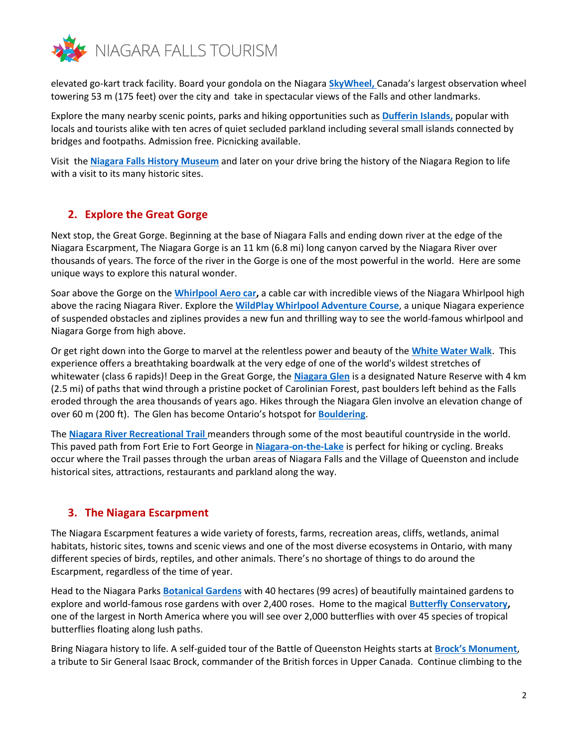elevated go-kart track facility. Board your gondola on the Niagara **SkyWheel,** Canada's largest observation wheel towering 53 m (175 feet) over the city and take in spectacular views of the Falls and other landmarks.

Explore the many nearby scenic points, parks and hiking opportunities such as **Dufferin Islands,** popular with locals and tourists alike with ten acres of quiet secluded parkland including several small islands connected by bridges and footpaths. Admission free. Picnicking available.

Visit the **Niagara Falls History Museum** and later on your drive bring the history of the Niagara Region to life with a visit to its many historic sites.

## 2. Explore the Great Gorge

Next stop, the Great Gorge. Beginning at the base of Niagara Falls and ending down river at the edge of the Niagara Escarpment, The Niagara Gorge is an 11 km (6.8 mi) long canyon carved by the Niagara River over thousands of years. The force of the river in the Gorge is one of the most powerful in the world. Here are some unique ways to explore this natural wonder.

Soar above the Gorge on the **Whirlpool Aero car,** a cable car with incredible views of the Niagara Whirlpool high above the racing Niagara River. Explore the **WildPlay Whirlpool Adventure Course**, a unique Niagara experience of suspended obstacles and ziplines provides a new fun and thrilling way to see the world-famous whirlpool and Niagara Gorge from high above.

Or get right down into the Gorge to marvel at the relentless power and beauty of the **White Water Walk**. This experience offers a breathtaking boardwalk at the very edge of one of the world's wildest stretches of whitewater (class 6 rapids)! Deep in the Great Gorge, the **Niagara Glen** is a designated Nature Reserve with 4 km (2.5 mi) of paths that wind through a pristine pocket of Carolinian Forest, past boulders left behind as the Falls eroded through the area thousands of years ago. Hikes through the Niagara Glen involve an elevation change of over 60 m (200 ft). The Glen has become Ontario's hotspot for **Bouldering**.

The **Niagara River Recreational Trail** meanders through some of the most beautiful countryside in the world. This paved path from Fort Erie to Fort George in **Niagara-on-the-Lake** is perfect for hiking or cycling. Breaks occur where the Trail passes through the urban areas of Niagara Falls and the Village of Queenston and include historical sites, attractions, restaurants and parkland along the way.

## 3. The Niagara Escarpment

The Niagara Escarpment features a wide variety of forests, farms, recreation areas, cliffs, wetlands, animal habitats, historic sites, towns and scenic views and one of the most diverse ecosystems in Ontario, with many different species of birds, reptiles, and other animals. There's no shortage of things to do around the Escarpment, regardless of the time of year.

Head to the Niagara Parks **Botanical Gardens** with 40 hectares (99 acres) of beautifully maintained gardens to explore and world-famous rose gardens with over 2,400 roses. Home to the magical **Butterfly Conservatory,** one of the largest in North America where you will see over 2,000 butterflies with over 45 species of tropical butterflies floating along lush paths.

Bring Niagara history to life. A self-guided tour of the Battle of Queenston Heights starts at **Brock's Monument**, a tribute to Sir General Isaac Brock, commander of the British forces in Upper Canada. Continue climbing to the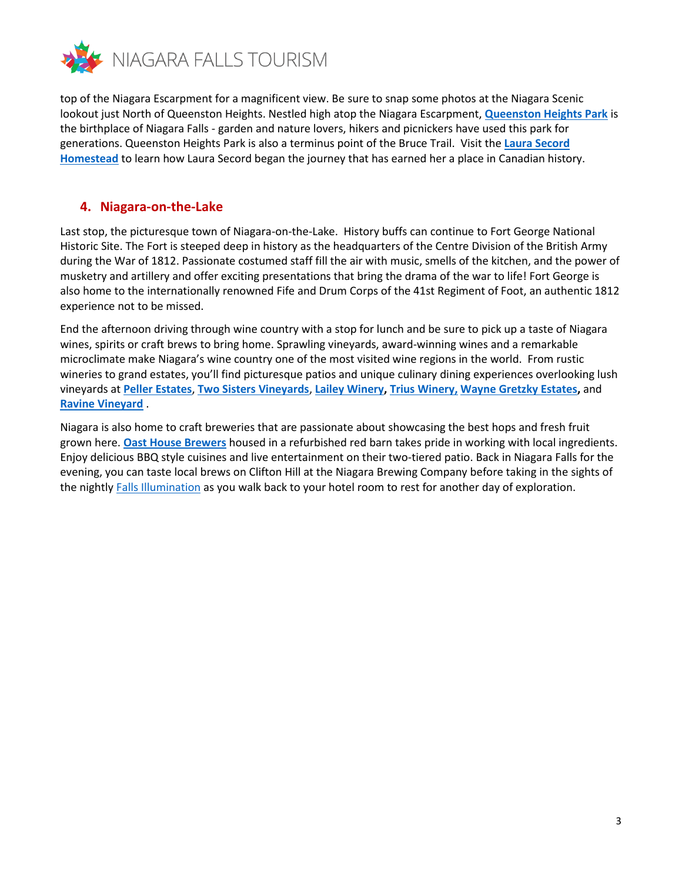top of the Niagara Escarpment for a magnificent view. Be sure to snap some photos at the Niagara Scenic lookout just North of Queenston Heights. Nestled high atop the Niagara Escarpment, **Queenston Heights Park** is the birthplace of Niagara Falls - garden and nature lovers, hikers and picnickers have used this park for generations. Queenston Heights Park is also a terminus point of the Bruce Trail. Visit the **Laura Secord Homestead** to learn how Laura Secord began the journey that has earned her a place in Canadian history.

## 4. Niagara-on-the-Lake

Last stop, the picturesque town of Niagara-on-the-Lake. History buffs can continue to Fort George National Historic Site. The Fort is steeped deep in history as the headquarters of the Centre Division of the British Army during the War of 1812. Passionate costumed staff fill the air with music, smells of the kitchen, and the power of musketry and artillery and offer exciting presentations that bring the drama of the war to life! Fort George is also home to the internationally renowned Fife and Drum Corps of the 41st Regiment of Foot, an authentic 1812 experience not to be missed.

End the afternoon driving through wine country with a stop for lunch and be sure to pick up a taste of Niagara wines, spirits or craft brews to bring home. Sprawling vineyards, award-winning wines and a remarkable microclimate make Niagara's wine country one of the most visited wine regions in the world. From rustic wineries to grand estates, you'll find picturesque patios and unique culinary dining experiences overlooking lush vineyards at **Peller Estates**, **Two Sisters Vineyards**, **Lailey Winery**, **Trius Winery, Wayne Gretzky Estates**, and **Ravine Vineyard** .

Niagara is also home to craft breweries that are passionate about showcasing the best hops and fresh fruit grown here. **Oast House Brewers** housed in a refurbished red barn takes pride in working with local ingredients. Enjoy delicious BBQ style cuisines and live entertainment on their two-tiered patio. Back in Niagara Falls for the evening, you can taste local brews on Clifton Hill at the Niagara Brewing Company before taking in the sights of the nightly Falls Illumination as you walk back to your hotel room to rest for another day of exploration.